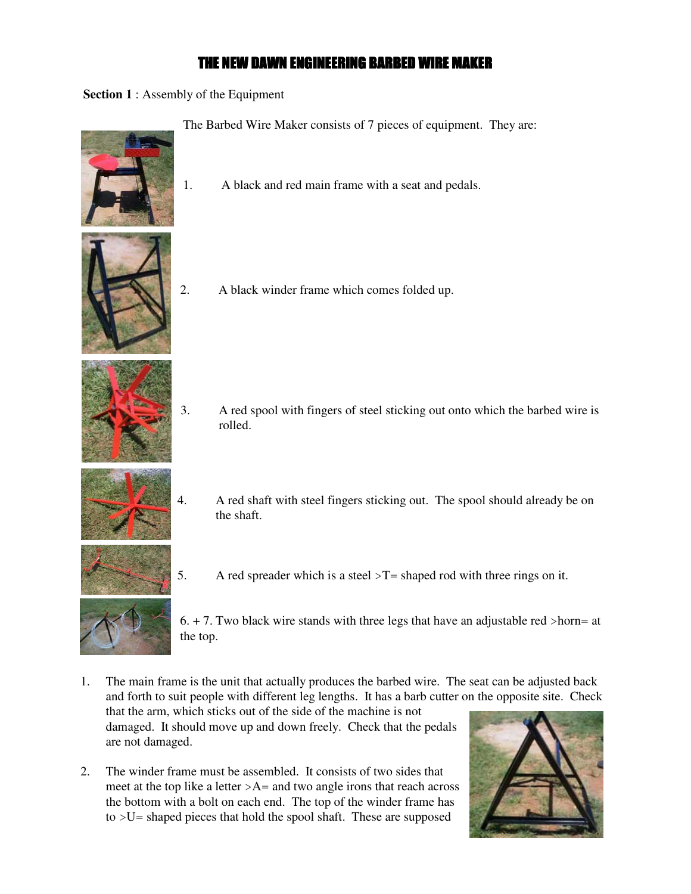# THE NEW DAWN ENGINEERING BARBED WIRE MAKER

**Section 1** : Assembly of the Equipment

The Barbed Wire Maker consists of 7 pieces of equipment. They are:

1. A black and red main frame with a seat and pedals.

2. A black winder frame which comes folded up.

3. A red spool with fingers of steel sticking out onto which the barbed wire is rolled.

4. A red shaft with steel fingers sticking out. The spool should already be on the shaft.

5. A red spreader which is a steel >T= shaped rod with three rings on it.

6. + 7. Two black wire stands with three legs that have an adjustable red >horn= at the top.

1. The main frame is the unit that actually produces the barbed wire. The seat can be adjusted back and forth to suit people with different leg lengths. It has a barb cutter on the opposite site. Check that the arm, which sticks out of the side of the machine is not damaged. It should move up and down freely. Check that the pedals are not damaged.

2. The winder frame must be assembled. It consists of two sides that meet at the top like a letter >A= and two angle irons that reach across the bottom with a bolt on each end. The top of the winder frame has to >U= shaped pieces that hold the spool shaft. These are supposed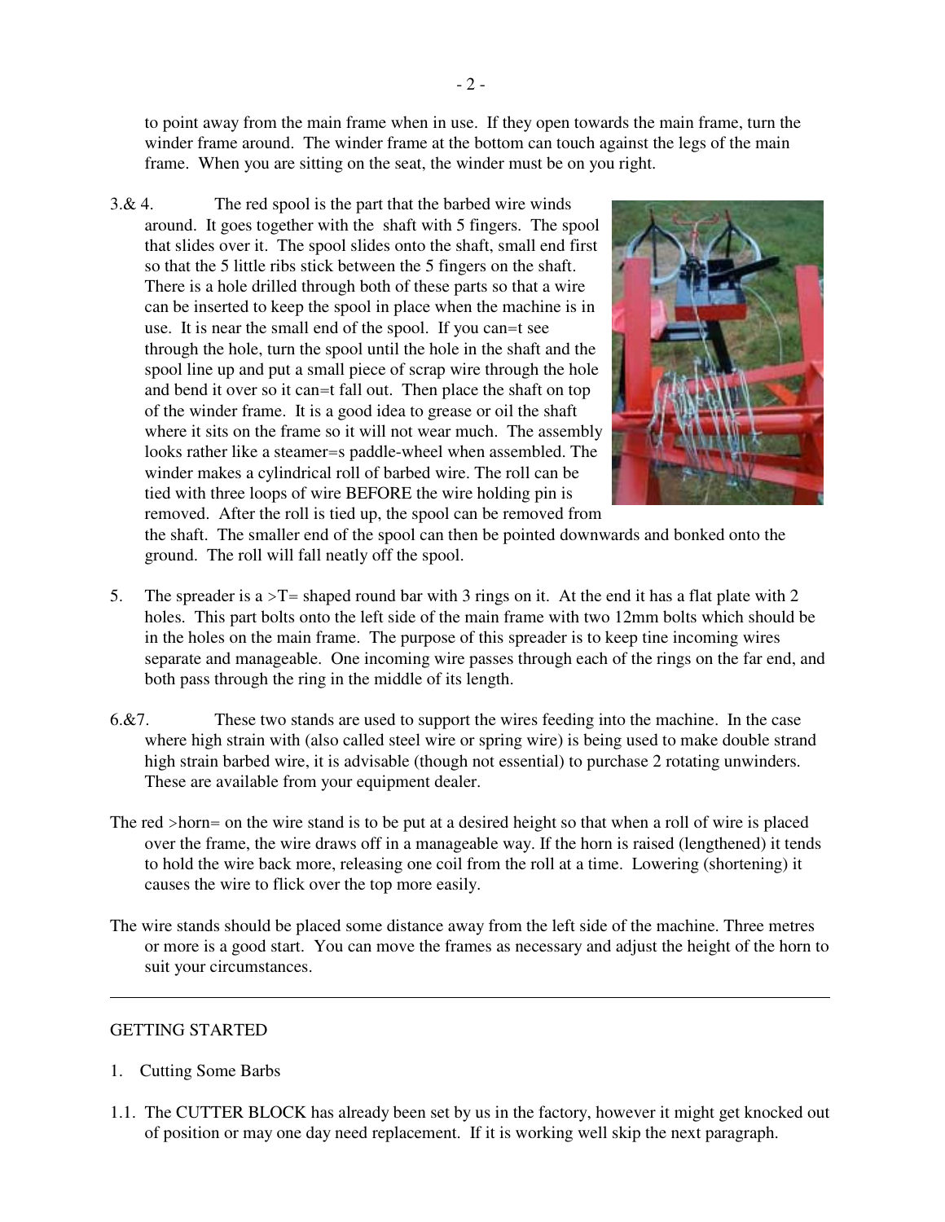to point away from the main frame when in use. If they open towards the main frame, turn the winder frame around. The winder frame at the bottom can touch against the legs of the main frame. When you are sitting on the seat, the winder must be on you right.

3.& 4. The red spool is the part that the barbed wire winds around. It goes together with the shaft with 5 fingers. The spool that slides over it. The spool slides onto the shaft, small end first so that the 5 little ribs stick between the 5 fingers on the shaft. There is a hole drilled through both of these parts so that a wire can be inserted to keep the spool in place when the machine is in use. It is near the small end of the spool. If you can=t see through the hole, turn the spool until the hole in the shaft and the spool line up and put a small piece of scrap wire through the hole and bend it over so it can=t fall out. Then place the shaft on top of the winder frame. It is a good idea to grease or oil the shaft where it sits on the frame so it will not wear much. The assembly looks rather like a steamer=s paddle-wheel when assembled. The winder makes a cylindrical roll of barbed wire. The roll can be tied with three loops of wire BEFORE the wire holding pin is removed. After the roll is tied up, the spool can be removed from the shaft. The smaller end of the spool can then be pointed downwards and bonked onto the ground. The roll will fall neatly off the spool.

5. The spreader is a >T= shaped round bar with 3 rings on it. At the end it has a flat plate with 2 holes. This part bolts onto the left side of the main frame with two 12mm bolts which should be in the holes on the main frame. The purpose of this spreader is to keep tine incoming wires separate and manageable. One incoming wire passes through each of the rings on the far end, and both pass through the ring in the middle of its length.

6.&7. These two stands are used to support the wires feeding into the machine. In the case where high strain with (also called steel wire or spring wire) is being used to make double strand high strain barbed wire, it is advisable (though not essential) to purchase 2 rotating unwinders. These are available from your equipment dealer.

The red >horn= on the wire stand is to be put at a desired height so that when a roll of wire is placed over the frame, the wire draws off in a manageable way. If the horn is raised (lengthened) it tends to hold the wire back more, releasing one coil from the roll at a time. Lowering (shortening) it causes the wire to flick over the top more easily.

The wire stands should be placed some distance away from the left side of the machine. Three metres or more is a good start. You can move the frames as necessary and adjust the height of the horn to suit your circumstances.

---

GETTING STARTED

1. Cutting Some Barbs

1.1. The CUTTER BLOCK has already been set by us in the factory, however it might get knocked out of position or may one day need replacement. If it is working well skip the next paragraph.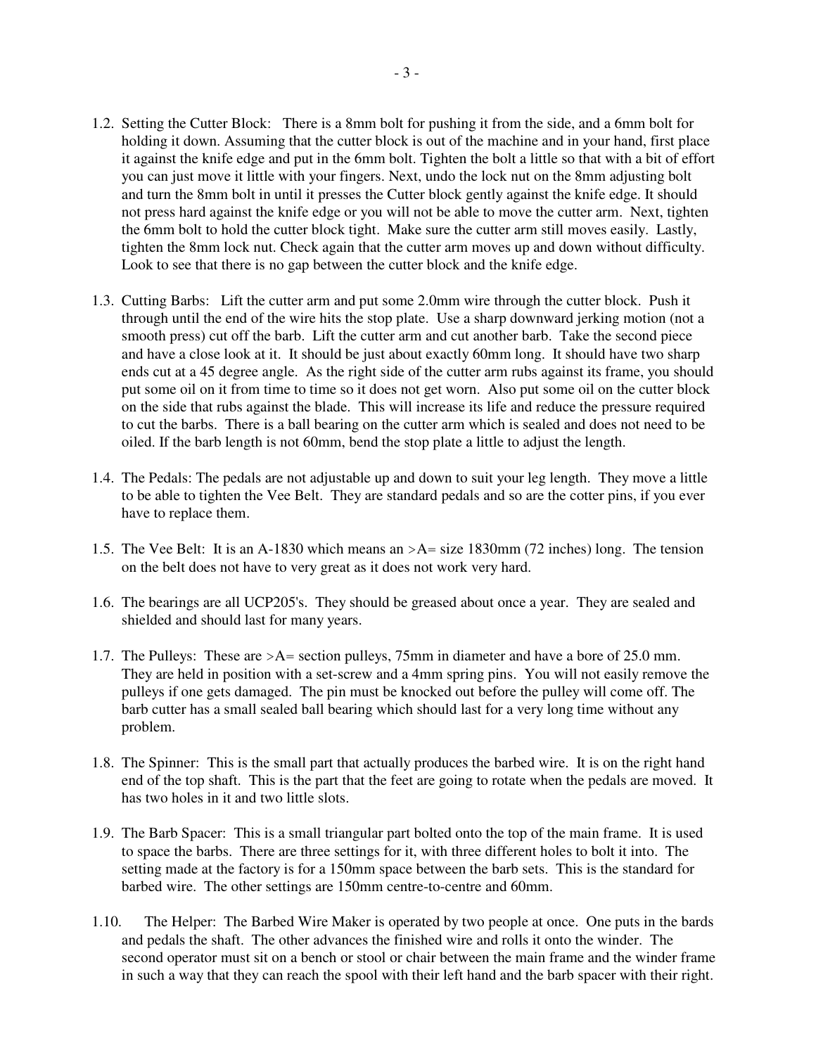1.2. Setting the Cutter Block: There is a 8mm bolt for pushing it from the side, and a 6mm bolt for holding it down. Assuming that the cutter block is out of the machine and in your hand, first place it against the knife edge and put in the 6mm bolt. Tighten the bolt a little so that with a bit of effort you can just move it little with your fingers. Next, undo the lock nut on the 8mm adjusting bolt and turn the 8mm bolt in until it presses the Cutter block gently against the knife edge. It should not press hard against the knife edge or you will not be able to move the cutter arm. Next, tighten the 6mm bolt to hold the cutter block tight. Make sure the cutter arm still moves easily. Lastly, tighten the 8mm lock nut. Check again that the cutter arm moves up and down without difficulty. Look to see that there is no gap between the cutter block and the knife edge.

1.3. Cutting Barbs: Lift the cutter arm and put some 2.0mm wire through the cutter block. Push it through until the end of the wire hits the stop plate. Use a sharp downward jerking motion (not a smooth press) cut off the barb. Lift the cutter arm and cut another barb. Take the second piece and have a close look at it. It should be just about exactly 60mm long. It should have two sharp ends cut at a 45 degree angle. As the right side of the cutter arm rubs against its frame, you should put some oil on it from time to time so it does not get worn. Also put some oil on the cutter block on the side that rubs against the blade. This will increase its life and reduce the pressure required to cut the barbs. There is a ball bearing on the cutter arm which is sealed and does not need to be oiled. If the barb length is not 60mm, bend the stop plate a little to adjust the length.

1.4. The Pedals: The pedals are not adjustable up and down to suit your leg length. They move a little to be able to tighten the Vee Belt. They are standard pedals and so are the cotter pins, if you ever have to replace them.

1.5. The Vee Belt: It is an A-1830 which means an >A= size 1830mm (72 inches) long. The tension on the belt does not have to very great as it does not work very hard.

1.6. The bearings are all UCP205's. They should be greased about once a year. They are sealed and shielded and should last for many years.

1.7. The Pulleys: These are >A= section pulleys, 75mm in diameter and have a bore of 25.0 mm. They are held in position with a set-screw and a 4mm spring pins. You will not easily remove the pulleys if one gets damaged. The pin must be knocked out before the pulley will come off. The barb cutter has a small sealed ball bearing which should last for a very long time without any problem.

1.8. The Spinner: This is the small part that actually produces the barbed wire. It is on the right hand end of the top shaft. This is the part that the feet are going to rotate when the pedals are moved. It has two holes in it and two little slots.

1.9. The Barb Spacer: This is a small triangular part bolted onto the top of the main frame. It is used to space the barbs. There are three settings for it, with three different holes to bolt it into. The setting made at the factory is for a 150mm space between the barb sets. This is the standard for barbed wire. The other settings are 150mm centre-to-centre and 60mm.

1.10. The Helper: The Barbed Wire Maker is operated by two people at once. One puts in the bards and pedals the shaft. The other advances the finished wire and rolls it onto the winder. The second operator must sit on a bench or stool or chair between the main frame and the winder frame in such a way that they can reach the spool with their left hand and the barb spacer with their right.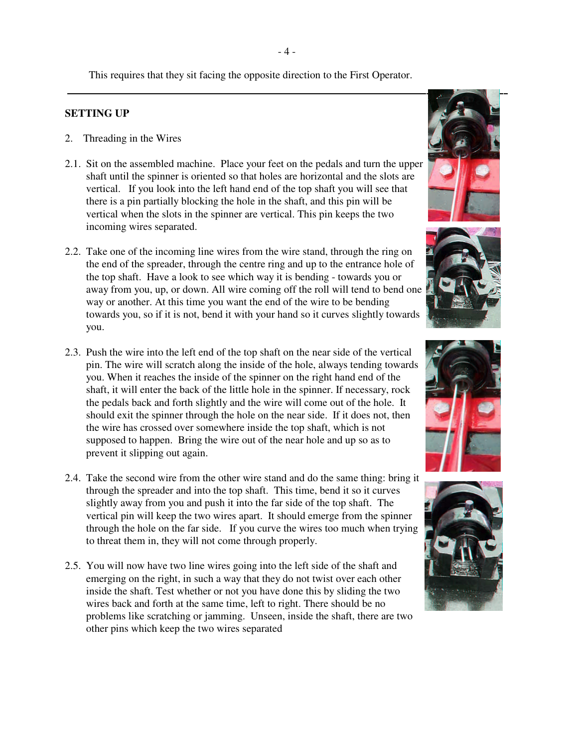This requires that they sit facing the opposite direction to the First Operator.

---

**SETTING UP**

2. Threading in the Wires

2.1. Sit on the assembled machine. Place your feet on the pedals and turn the upper shaft until the spinner is oriented so that holes are horizontal and the slots are vertical. If you look into the left hand end of the top shaft you will see that there is a pin partially blocking the hole in the shaft, and this pin will be vertical when the slots in the spinner are vertical. This pin keeps the two incoming wires separated.

2.2. Take one of the incoming line wires from the wire stand, through the ring on the end of the spreader, through the centre ring and up to the entrance hole of the top shaft. Have a look to see which way it is bending - towards you or away from you, up, or down. All wire coming off the roll will tend to bend one way or another. At this time you want the end of the wire to be bending towards you, so if it is not, bend it with your hand so it curves slightly towards you.

2.3. Push the wire into the left end of the top shaft on the near side of the vertical pin. The wire will scratch along the inside of the hole, always tending towards you. When it reaches the inside of the spinner on the right hand end of the shaft, it will enter the back of the little hole in the spinner. If necessary, rock the pedals back and forth slightly and the wire will come out of the hole. It should exit the spinner through the hole on the near side. If it does not, then the wire has crossed over somewhere inside the top shaft, which is not supposed to happen. Bring the wire out of the near hole and up so as to prevent it slipping out again.

2.4. Take the second wire from the other wire stand and do the same thing: bring it through the spreader and into the top shaft. This time, bend it so it curves slightly away from you and push it into the far side of the top shaft. The vertical pin will keep the two wires apart. It should emerge from the spinner through the hole on the far side. If you curve the wires too much when trying to threat them in, they will not come through properly.

2.5. You will now have two line wires going into the left side of the shaft and emerging on the right, in such a way that they do not twist over each other inside the shaft. Test whether or not you have done this by sliding the two wires back and forth at the same time, left to right. There should be no problems like scratching or jamming. Unseen, inside the shaft, there are two other pins which keep the two wires separated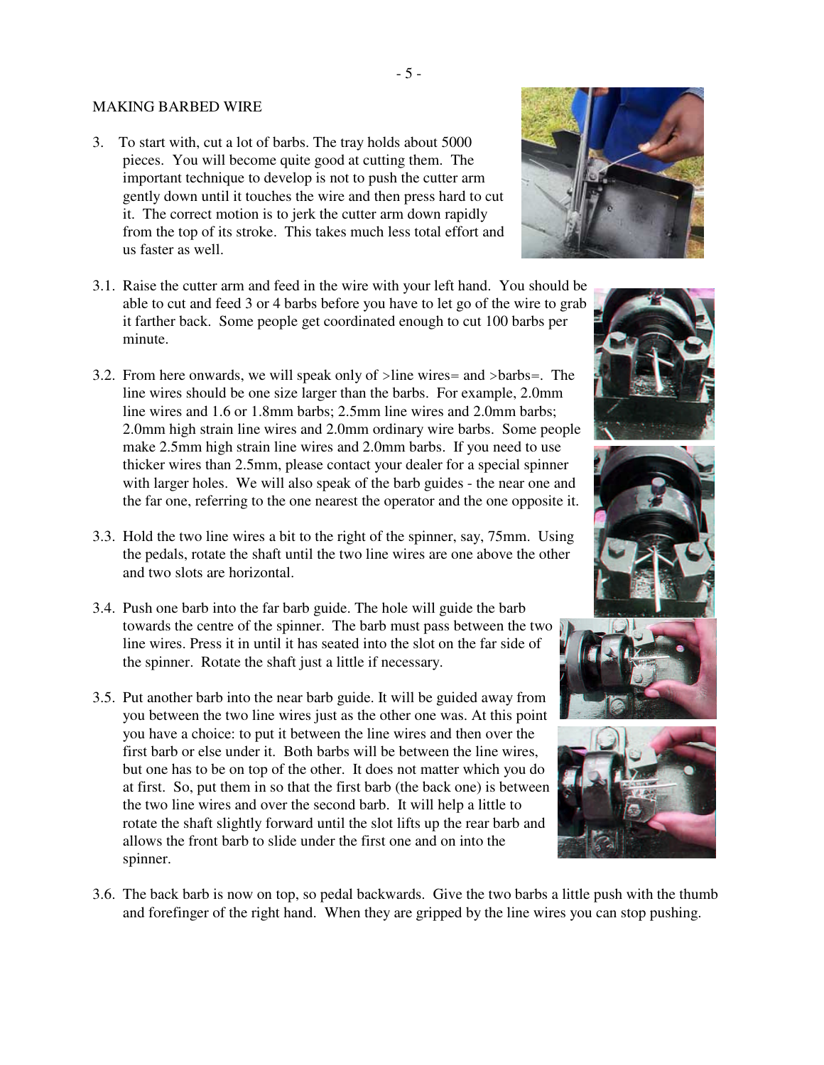## MAKING BARBED WIRE

3. To start with, cut a lot of barbs. The tray holds about 5000 pieces. You will become quite good at cutting them. The important technique to develop is not to push the cutter arm gently down until it touches the wire and then press hard to cut it. The correct motion is to jerk the cutter arm down rapidly from the top of its stroke. This takes much less total effort and us faster as well.

3.1. Raise the cutter arm and feed in the wire with your left hand. You should be able to cut and feed 3 or 4 barbs before you have to let go of the wire to grab it farther back. Some people get coordinated enough to cut 100 barbs per minute.

3.2. From here onwards, we will speak only of >line wires= and >barbs=. The line wires should be one size larger than the barbs. For example, 2.0mm line wires and 1.6 or 1.8mm barbs; 2.5mm line wires and 2.0mm barbs; 2.0mm high strain line wires and 2.0mm ordinary wire barbs. Some people make 2.5mm high strain line wires and 2.0mm barbs. If you need to use thicker wires than 2.5mm, please contact your dealer for a special spinner with larger holes. We will also speak of the barb guides - the near one and the far one, referring to the one nearest the operator and the one opposite it.

3.3. Hold the two line wires a bit to the right of the spinner, say, 75mm. Using the pedals, rotate the shaft until the two line wires are one above the other and two slots are horizontal.

3.4. Push one barb into the far barb guide. The hole will guide the barb towards the centre of the spinner. The barb must pass between the two line wires. Press it in until it has seated into the slot on the far side of the spinner. Rotate the shaft just a little if necessary.

3.5. Put another barb into the near barb guide. It will be guided away from you between the two line wires just as the other one was. At this point you have a choice: to put it between the line wires and then over the first barb or else under it. Both barbs will be between the line wires, but one has to be on top of the other. It does not matter which you do at first. So, put them in so that the first barb (the back one) is between the two line wires and over the second barb. It will help a little to rotate the shaft slightly forward until the slot lifts up the rear barb and allows the front barb to slide under the first one and on into the spinner.

3.6. The back barb is now on top, so pedal backwards. Give the two barbs a little push with the thumb and forefinger of the right hand. When they are gripped by the line wires you can stop pushing.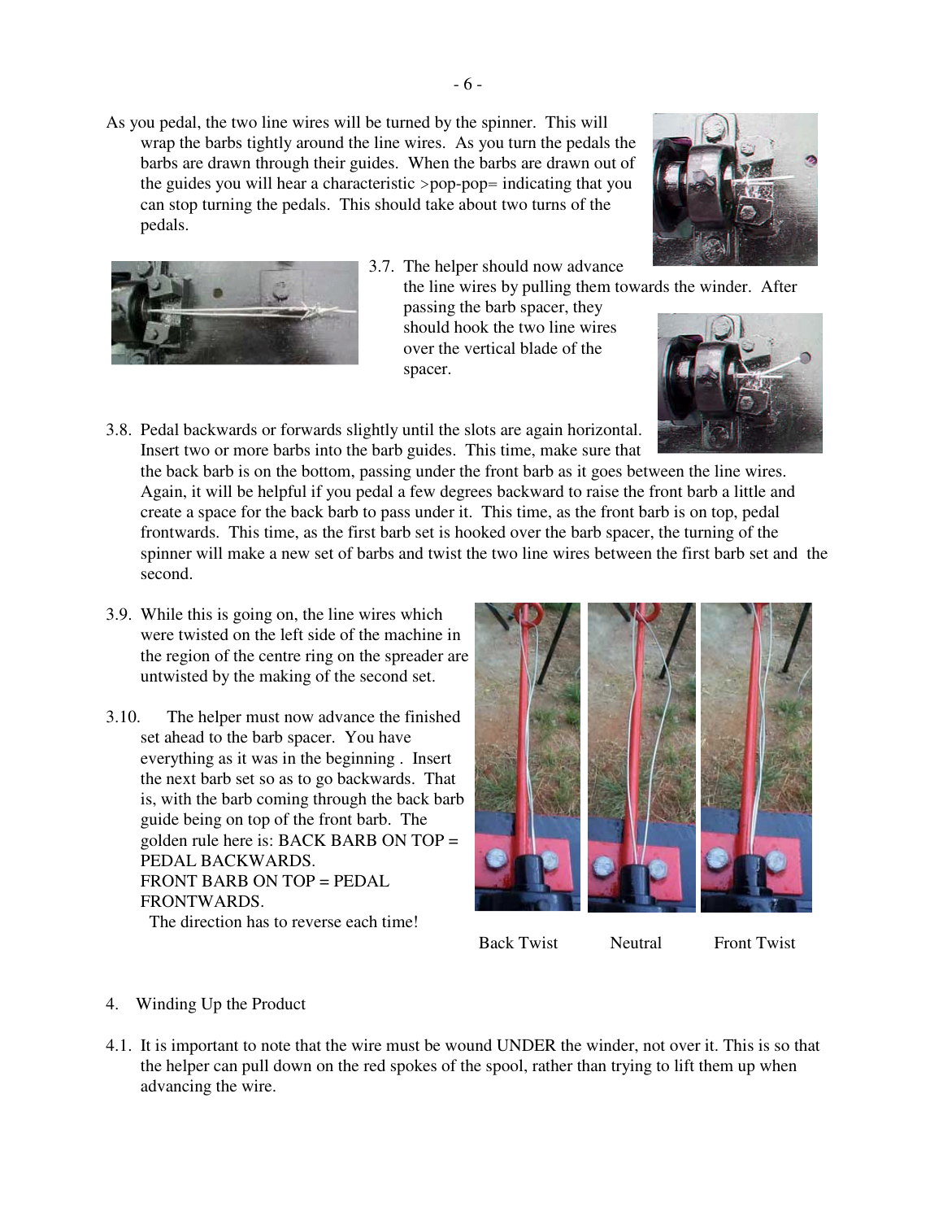As you pedal, the two line wires will be turned by the spinner. This will wrap the barbs tightly around the line wires. As you turn the pedals the barbs are drawn through their guides. When the barbs are drawn out of the guides you will hear a characteristic >pop-pop= indicating that you can stop turning the pedals. This should take about two turns of the pedals.

3.7. The helper should now advance the line wires by pulling them towards the winder. After passing the barb spacer, they should hook the two line wires over the vertical blade of the spacer.

3.8. Pedal backwards or forwards slightly until the slots are again horizontal. Insert two or more barbs into the barb guides. This time, make sure that the back barb is on the bottom, passing under the front barb as it goes between the line wires. Again, it will be helpful if you pedal a few degrees backward to raise the front barb a little and create a space for the back barb to pass under it. This time, as the front barb is on top, pedal frontwards. This time, as the first barb set is hooked over the barb spacer, the turning of the spinner will make a new set of barbs and twist the two line wires between the first barb set and the second.

3.9. While this is going on, the line wires which were twisted on the left side of the machine in the region of the centre ring on the spreader are untwisted by the making of the second set.

3.10. The helper must now advance the finished set ahead to the barb spacer. You have everything as it was in the beginning . Insert the next barb set so as to go backwards. That is, with the barb coming through the back barb guide being on top of the front barb. The golden rule here is: BACK BARB ON TOP = PEDAL BACKWARDS.
FRONT BARB ON TOP = PEDAL FRONTWARDS.
The direction has to reverse each time!

Back Twist Neutral Front Twist

4. Winding Up the Product

4.1. It is important to note that the wire must be wound UNDER the winder, not over it. This is so that the helper can pull down on the red spokes of the spool, rather than trying to lift them up when advancing the wire.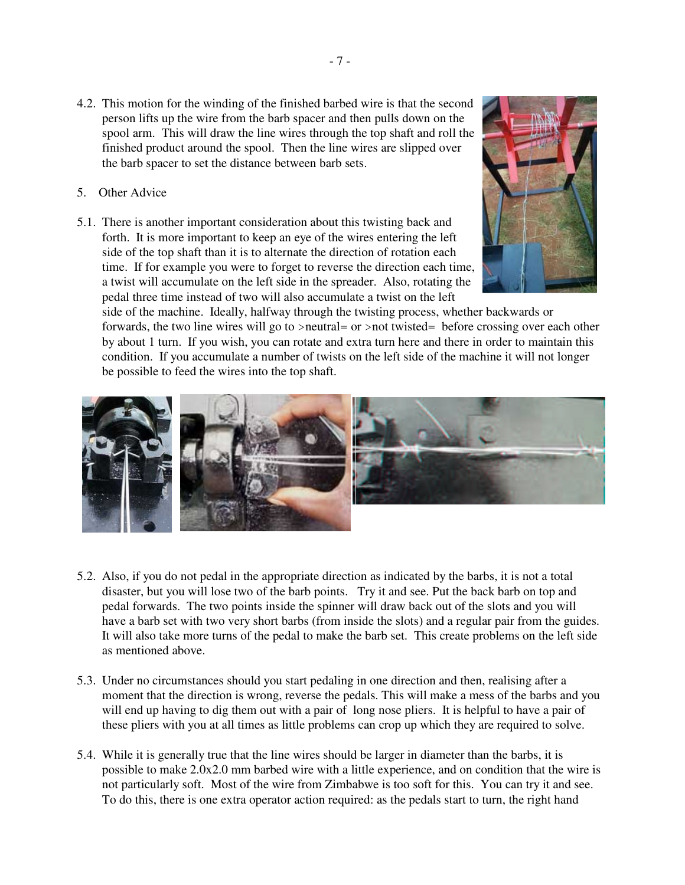4.2. This motion for the winding of the finished barbed wire is that the second person lifts up the wire from the barb spacer and then pulls down on the spool arm. This will draw the line wires through the top shaft and roll the finished product around the spool. Then the line wires are slipped over the barb spacer to set the distance between barb sets.

5. Other Advice

5.1. There is another important consideration about this twisting back and forth. It is more important to keep an eye of the wires entering the left side of the top shaft than it is to alternate the direction of rotation each time. If for example you were to forget to reverse the direction each time, a twist will accumulate on the left side in the spreader. Also, rotating the pedal three time instead of two will also accumulate a twist on the left side of the machine. Ideally, halfway through the twisting process, whether backwards or forwards, the two line wires will go to >neutral= or >not twisted= before crossing over each other by about 1 turn. If you wish, you can rotate and extra turn here and there in order to maintain this condition. If you accumulate a number of twists on the left side of the machine it will not longer be possible to feed the wires into the top shaft.

5.2. Also, if you do not pedal in the appropriate direction as indicated by the barbs, it is not a total disaster, but you will lose two of the barb points. Try it and see. Put the back barb on top and pedal forwards. The two points inside the spinner will draw back out of the slots and you will have a barb set with two very short barbs (from inside the slots) and a regular pair from the guides. It will also take more turns of the pedal to make the barb set. This create problems on the left side as mentioned above.

5.3. Under no circumstances should you start pedaling in one direction and then, realising after a moment that the direction is wrong, reverse the pedals. This will make a mess of the barbs and you will end up having to dig them out with a pair of long nose pliers. It is helpful to have a pair of these pliers with you at all times as little problems can crop up which they are required to solve.

5.4. While it is generally true that the line wires should be larger in diameter than the barbs, it is possible to make 2.0x2.0 mm barbed wire with a little experience, and on condition that the wire is not particularly soft. Most of the wire from Zimbabwe is too soft for this. You can try it and see. To do this, there is one extra operator action required: as the pedals start to turn, the right hand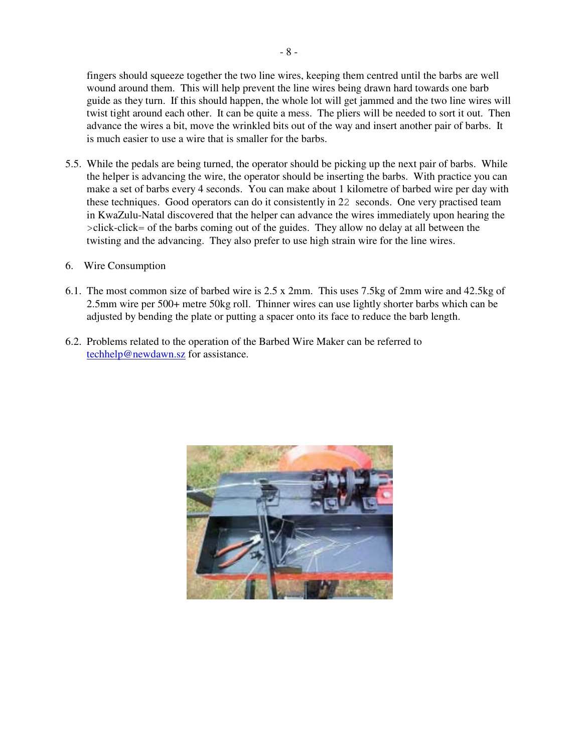fingers should squeeze together the two line wires, keeping them centred until the barbs are well wound around them. This will help prevent the line wires being drawn hard towards one barb guide as they turn. If this should happen, the whole lot will get jammed and the two line wires will twist tight around each other. It can be quite a mess. The pliers will be needed to sort it out. Then advance the wires a bit, move the wrinkled bits out of the way and insert another pair of barbs. It is much easier to use a wire that is smaller for the barbs.

5.5. While the pedals are being turned, the operator should be picking up the next pair of barbs. While the helper is advancing the wire, the operator should be inserting the barbs. With practice you can make a set of barbs every 4 seconds. You can make about 1 kilometre of barbed wire per day with these techniques. Good operators can do it consistently in 22 seconds. One very practised team in KwaZulu-Natal discovered that the helper can advance the wires immediately upon hearing the >click-click= of the barbs coming out of the guides. They allow no delay at all between the twisting and the advancing. They also prefer to use high strain wire for the line wires.

## 6. Wire Consumption

6.1. The most common size of barbed wire is 2.5 x 2mm. This uses 7.5kg of 2mm wire and 42.5kg of 2.5mm wire per 500+ metre 50kg roll. Thinner wires can use lightly shorter barbs which can be adjusted by bending the plate or putting a spacer onto its face to reduce the barb length.

6.2. Problems related to the operation of the Barbed Wire Maker can be referred to techhelp@newdawn.sz for assistance.